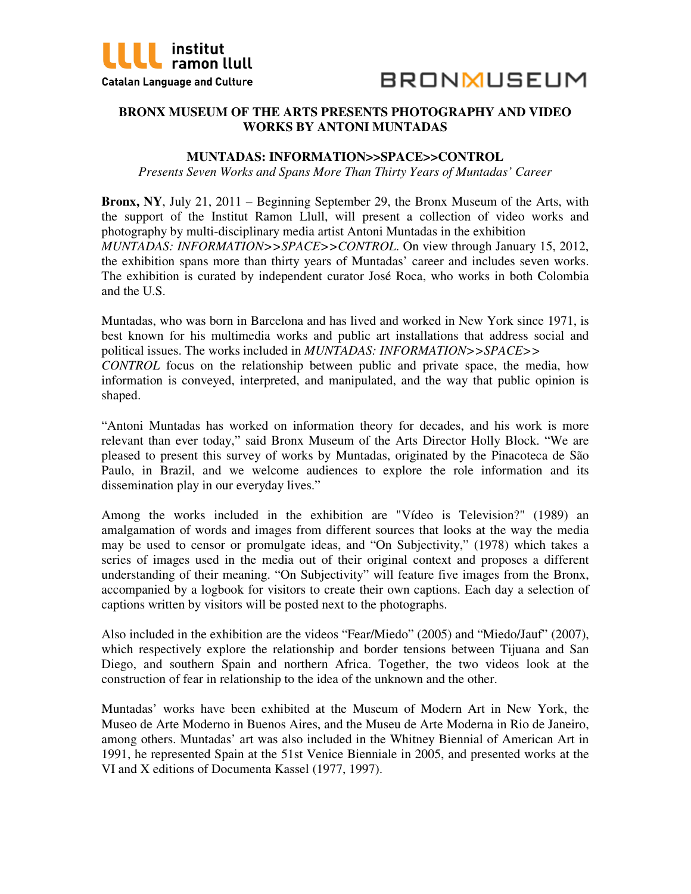institut ramon llull
Catalan Language and Culture

BRONXMUSEUM

# BRONX MUSEUM OF THE ARTS PRESENTS PHOTOGRAPHY AND VIDEO WORKS BY ANTONI MUNTADAS

## MUNTADAS: INFORMATION>>SPACE>>CONTROL

*Presents Seven Works and Spans More Than Thirty Years of Muntadas' Career*

**Bronx, NY**, July 21, 2011 – Beginning September 29, the Bronx Museum of the Arts, with the support of the Institut Ramon Llull, will present a collection of video works and photography by multi-disciplinary media artist Antoni Muntadas in the exhibition *MUNTADAS: INFORMATION>>SPACE>>CONTROL*. On view through January 15, 2012, the exhibition spans more than thirty years of Muntadas' career and includes seven works. The exhibition is curated by independent curator José Roca, who works in both Colombia and the U.S.

Muntadas, who was born in Barcelona and has lived and worked in New York since 1971, is best known for his multimedia works and public art installations that address social and political issues. The works included in *MUNTADAS: INFORMATION>>SPACE>> CONTROL* focus on the relationship between public and private space, the media, how information is conveyed, interpreted, and manipulated, and the way that public opinion is shaped.

"Antoni Muntadas has worked on information theory for decades, and his work is more relevant than ever today," said Bronx Museum of the Arts Director Holly Block. "We are pleased to present this survey of works by Muntadas, originated by the Pinacoteca de São Paulo, in Brazil, and we welcome audiences to explore the role information and its dissemination play in our everyday lives."

Among the works included in the exhibition are "Vídeo is Television?" (1989) an amalgamation of words and images from different sources that looks at the way the media may be used to censor or promulgate ideas, and "On Subjectivity," (1978) which takes a series of images used in the media out of their original context and proposes a different understanding of their meaning. "On Subjectivity" will feature five images from the Bronx, accompanied by a logbook for visitors to create their own captions. Each day a selection of captions written by visitors will be posted next to the photographs.

Also included in the exhibition are the videos "Fear/Miedo" (2005) and "Miedo/Jauf" (2007), which respectively explore the relationship and border tensions between Tijuana and San Diego, and southern Spain and northern Africa. Together, the two videos look at the construction of fear in relationship to the idea of the unknown and the other.

Muntadas' works have been exhibited at the Museum of Modern Art in New York, the Museo de Arte Moderno in Buenos Aires, and the Museu de Arte Moderna in Rio de Janeiro, among others. Muntadas' art was also included in the Whitney Biennial of American Art in 1991, he represented Spain at the 51st Venice Bienniale in 2005, and presented works at the VI and X editions of Documenta Kassel (1977, 1997).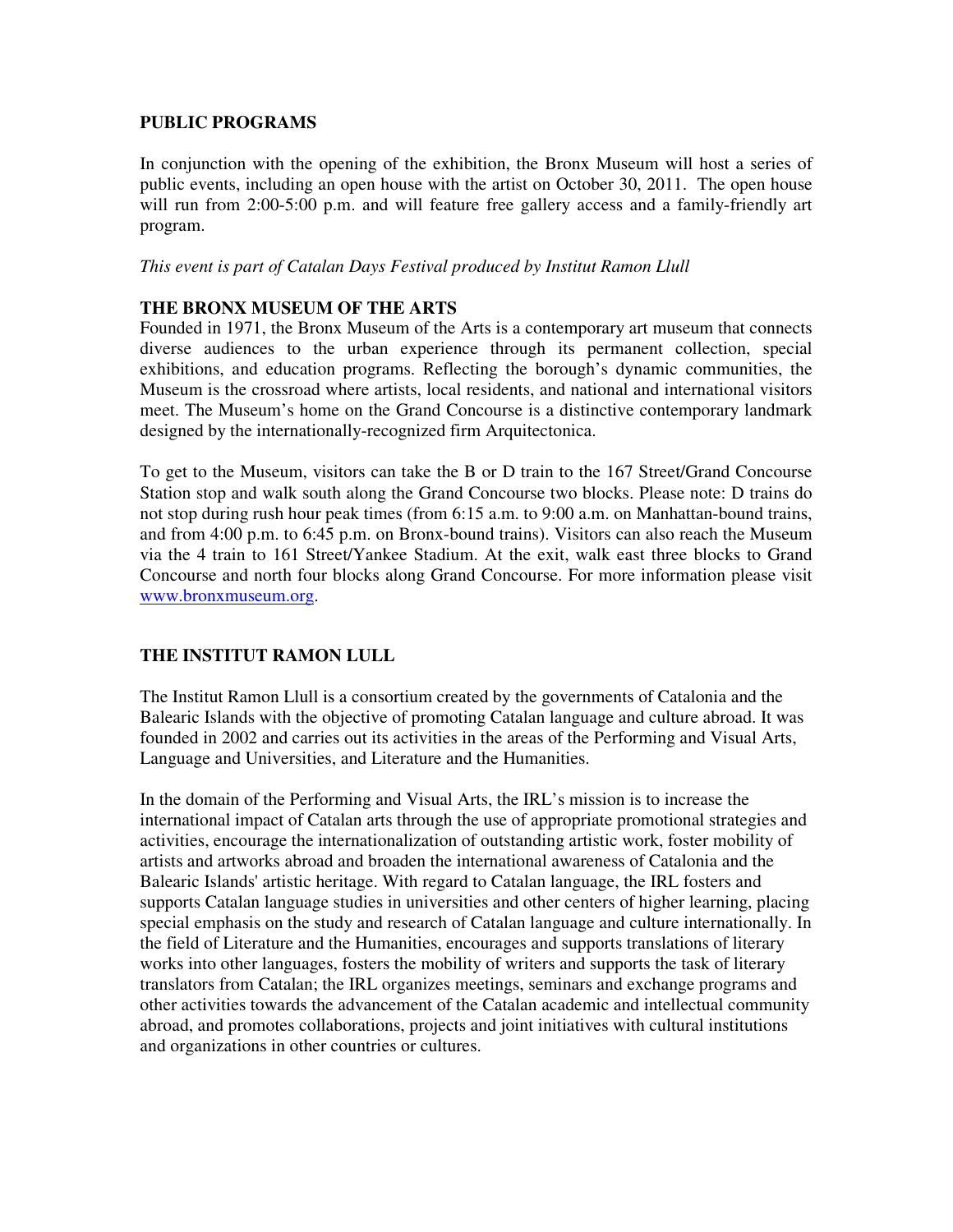## PUBLIC PROGRAMS

In conjunction with the opening of the exhibition, the Bronx Museum will host a series of public events, including an open house with the artist on October 30, 2011. The open house will run from 2:00-5:00 p.m. and will feature free gallery access and a family-friendly art program.

*This event is part of Catalan Days Festival produced by Institut Ramon Llull*

## THE BRONX MUSEUM OF THE ARTS

Founded in 1971, the Bronx Museum of the Arts is a contemporary art museum that connects diverse audiences to the urban experience through its permanent collection, special exhibitions, and education programs. Reflecting the borough's dynamic communities, the Museum is the crossroad where artists, local residents, and national and international visitors meet. The Museum's home on the Grand Concourse is a distinctive contemporary landmark designed by the internationally-recognized firm Arquitectonica.

To get to the Museum, visitors can take the B or D train to the 167 Street/Grand Concourse Station stop and walk south along the Grand Concourse two blocks. Please note: D trains do not stop during rush hour peak times (from 6:15 a.m. to 9:00 a.m. on Manhattan-bound trains, and from 4:00 p.m. to 6:45 p.m. on Bronx-bound trains). Visitors can also reach the Museum via the 4 train to 161 Street/Yankee Stadium. At the exit, walk east three blocks to Grand Concourse and north four blocks along Grand Concourse. For more information please visit [www.bronxmuseum.org](http://www.bronxmuseum.org).

## THE INSTITUT RAMON LULL

The Institut Ramon Llull is a consortium created by the governments of Catalonia and the Balearic Islands with the objective of promoting Catalan language and culture abroad. It was founded in 2002 and carries out its activities in the areas of the Performing and Visual Arts, Language and Universities, and Literature and the Humanities.

In the domain of the Performing and Visual Arts, the IRL's mission is to increase the international impact of Catalan arts through the use of appropriate promotional strategies and activities, encourage the internationalization of outstanding artistic work, foster mobility of artists and artworks abroad and broaden the international awareness of Catalonia and the Balearic Islands' artistic heritage. With regard to Catalan language, the IRL fosters and supports Catalan language studies in universities and other centers of higher learning, placing special emphasis on the study and research of Catalan language and culture internationally. In the field of Literature and the Humanities, encourages and supports translations of literary works into other languages, fosters the mobility of writers and supports the task of literary translators from Catalan; the IRL organizes meetings, seminars and exchange programs and other activities towards the advancement of the Catalan academic and intellectual community abroad, and promotes collaborations, projects and joint initiatives with cultural institutions and organizations in other countries or cultures.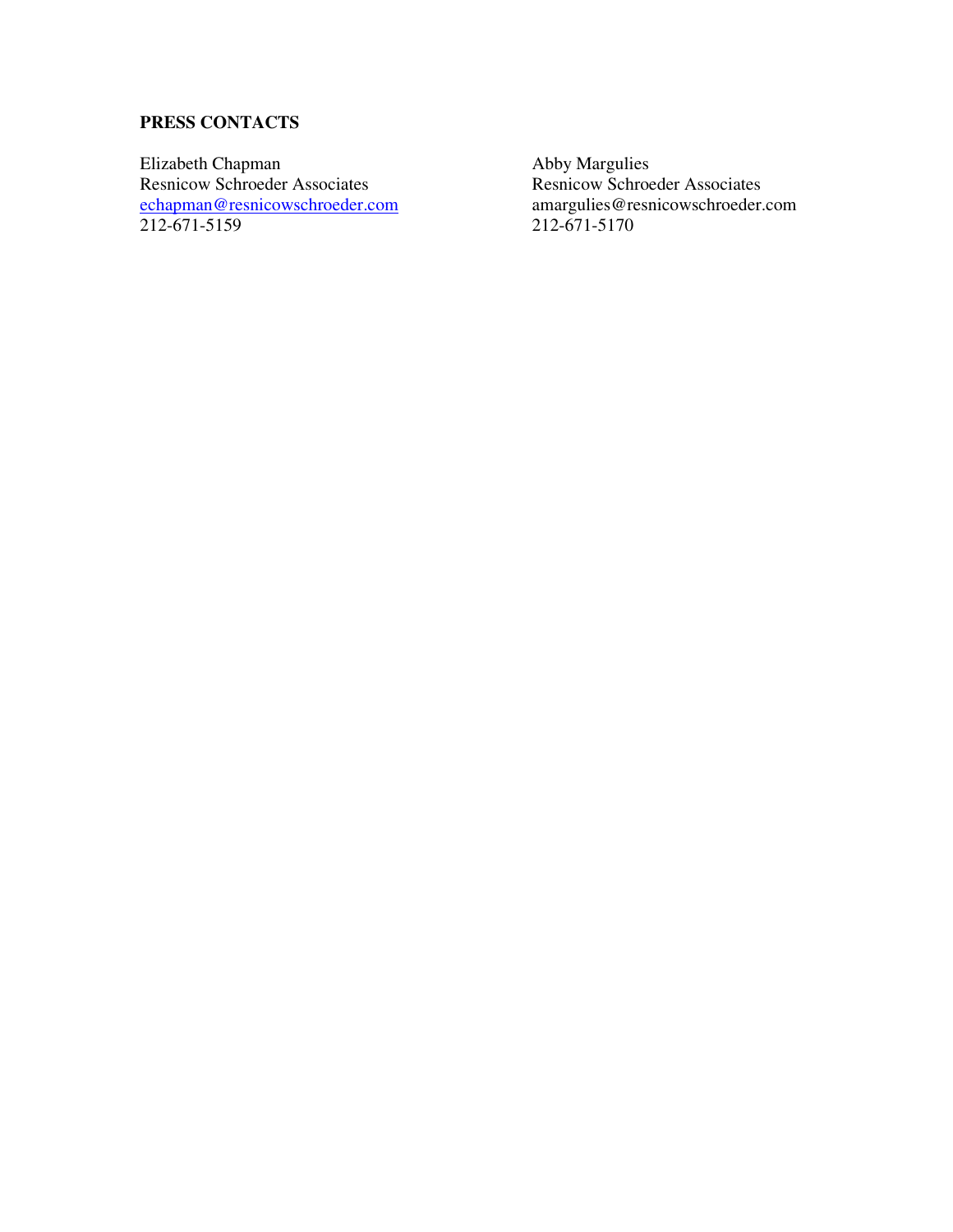**PRESS CONTACTS**

Elizabeth Chapman
Resnicow Schroeder Associates
echapman@resnicowschroeder.com
212-671-5159

Abby Margulies
Resnicow Schroeder Associates
amargulies@resnicowschroeder.com
212-671-5170